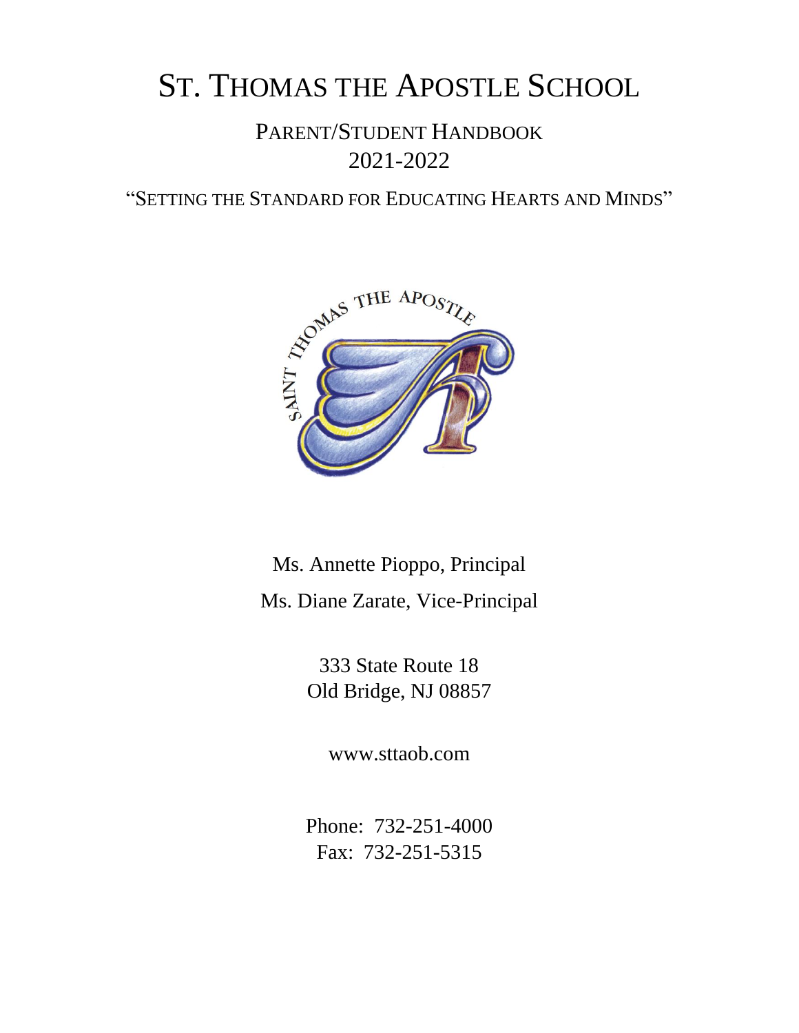# St. Thomas the Apostle School

## Parent/Student Handbook
## 2021-2022

"Setting the Standard for Educating Hearts and Minds"

Ms. Annette Pioppo, Principal

Ms. Diane Zarate, Vice-Principal

333 State Route 18
Old Bridge, NJ 08857

www.sttaob.com

Phone: 732-251-4000
Fax: 732-251-5315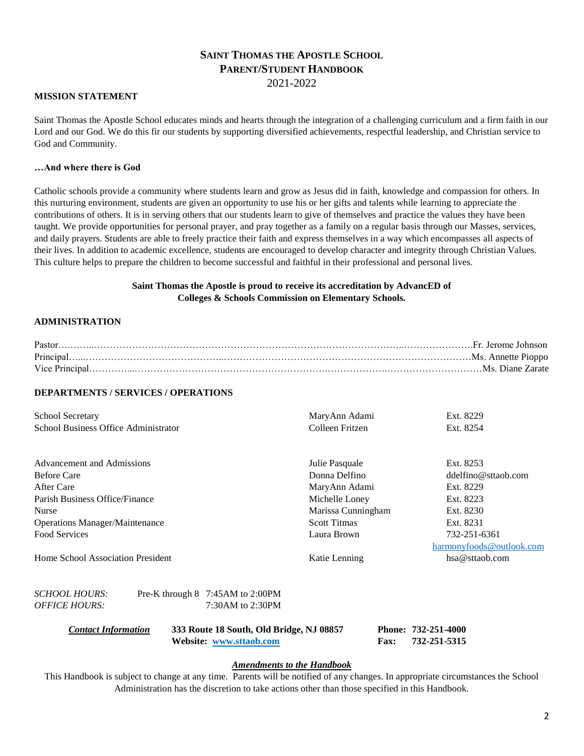# SAINT THOMAS THE APOSTLE SCHOOL
## PARENT/STUDENT HANDBOOK
2021-2022

**MISSION STATEMENT**

Saint Thomas the Apostle School educates minds and hearts through the integration of a challenging curriculum and a firm faith in our Lord and our God. We do this fir our students by supporting diversified achievements, respectful leadership, and Christian service to God and Community.

**…And where there is God**

Catholic schools provide a community where students learn and grow as Jesus did in faith, knowledge and compassion for others. In this nurturing environment, students are given an opportunity to use his or her gifts and talents while learning to appreciate the contributions of others. It is in serving others that our students learn to give of themselves and practice the values they have been taught. We provide opportunities for personal prayer, and pray together as a family on a regular basis through our Masses, services, and daily prayers. Students are able to freely practice their faith and express themselves in a way which encompasses all aspects of their lives. In addition to academic excellence, students are encouraged to develop character and integrity through Christian Values. This culture helps to prepare the children to become successful and faithful in their professional and personal lives.

**Saint Thomas the Apostle is proud to receive its accreditation by AdvancED of Colleges & Schools Commission on Elementary Schools.**

**ADMINISTRATION**

Pastor……………………………………………………………………………………………Fr. Jerome Johnson
Principal…………………………………………………………………………………………Ms. Annette Pioppo
Vice Principal……………………………………………………………………………………Ms. Diane Zarate

**DEPARTMENTS / SERVICES / OPERATIONS**

| | | |
|---|---|---|
| School Secretary | MaryAnn Adami | Ext. 8229 |
| School Business Office Administrator | Colleen Fritzen | Ext. 8254 |
| Advancement and Admissions | Julie Pasquale | Ext. 8253 |
| Before Care | Donna Delfino | ddelfino@sttaob.com |
| After Care | MaryAnn Adami | Ext. 8229 |
| Parish Business Office/Finance | Michelle Loney | Ext. 8223 |
| Nurse | Marissa Cunningham | Ext. 8230 |
| Operations Manager/Maintenance | Scott Titmas | Ext. 8231 |
| Food Services | Laura Brown | 732-251-6361 harmonyfoods@outlook.com |
| Home School Association President | Katie Lenning | hsa@sttaob.com |

*SCHOOL HOURS:* Pre-K through 8 7:45AM to 2:00PM
*OFFICE HOURS:* 7:30AM to 2:30PM

***Contact Information*** **333 Route 18 South, Old Bridge, NJ 08857** **Phone: 732-251-4000**
**Website: www.sttaob.com** **Fax: 732-251-5315**

***Amendments to the Handbook***

This Handbook is subject to change at any time. Parents will be notified of any changes. In appropriate circumstances the School Administration has the discretion to take actions other than those specified in this Handbook.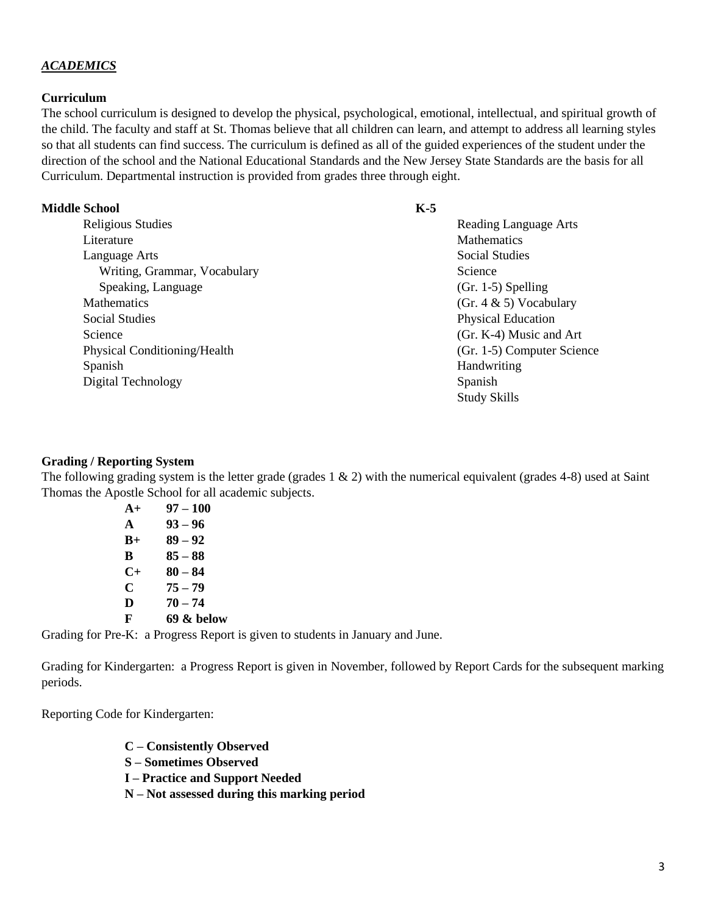## ***ACADEMICS***

### Curriculum

The school curriculum is designed to develop the physical, psychological, emotional, intellectual, and spiritual growth of the child. The faculty and staff at St. Thomas believe that all children can learn, and attempt to address all learning styles so that all students can find success. The curriculum is defined as all of the guided experiences of the student under the direction of the school and the National Educational Standards and the New Jersey State Standards are the basis for all Curriculum. Departmental instruction is provided from grades three through eight.

**Middle School**

- Religious Studies
- Literature
- Language Arts
  - Writing, Grammar, Vocabulary
  - Speaking, Language
- Mathematics
- Social Studies
- Science
- Physical Conditioning/Health
- Spanish
- Digital Technology

**K-5**

- Reading Language Arts
- Mathematics
- Social Studies
- Science
- (Gr. 1-5) Spelling
- (Gr. 4 & 5) Vocabulary
- Physical Education
- (Gr. K-4) Music and Art
- (Gr. 1-5) Computer Science
- Handwriting
- Spanish
- Study Skills

### Grading / Reporting System

The following grading system is the letter grade (grades 1 & 2) with the numerical equivalent (grades 4-8) used at Saint Thomas the Apostle School for all academic subjects.

| | |
|---|---|
| **A+** | **97 – 100** |
| **A** | **93 – 96** |
| **B+** | **89 – 92** |
| **B** | **85 – 88** |
| **C+** | **80 – 84** |
| **C** | **75 – 79** |
| **D** | **70 – 74** |
| **F** | **69 & below** |

Grading for Pre-K: a Progress Report is given to students in January and June.

Grading for Kindergarten: a Progress Report is given in November, followed by Report Cards for the subsequent marking periods.

Reporting Code for Kindergarten:

**C – Consistently Observed**
**S – Sometimes Observed**
**I – Practice and Support Needed**
**N – Not assessed during this marking period**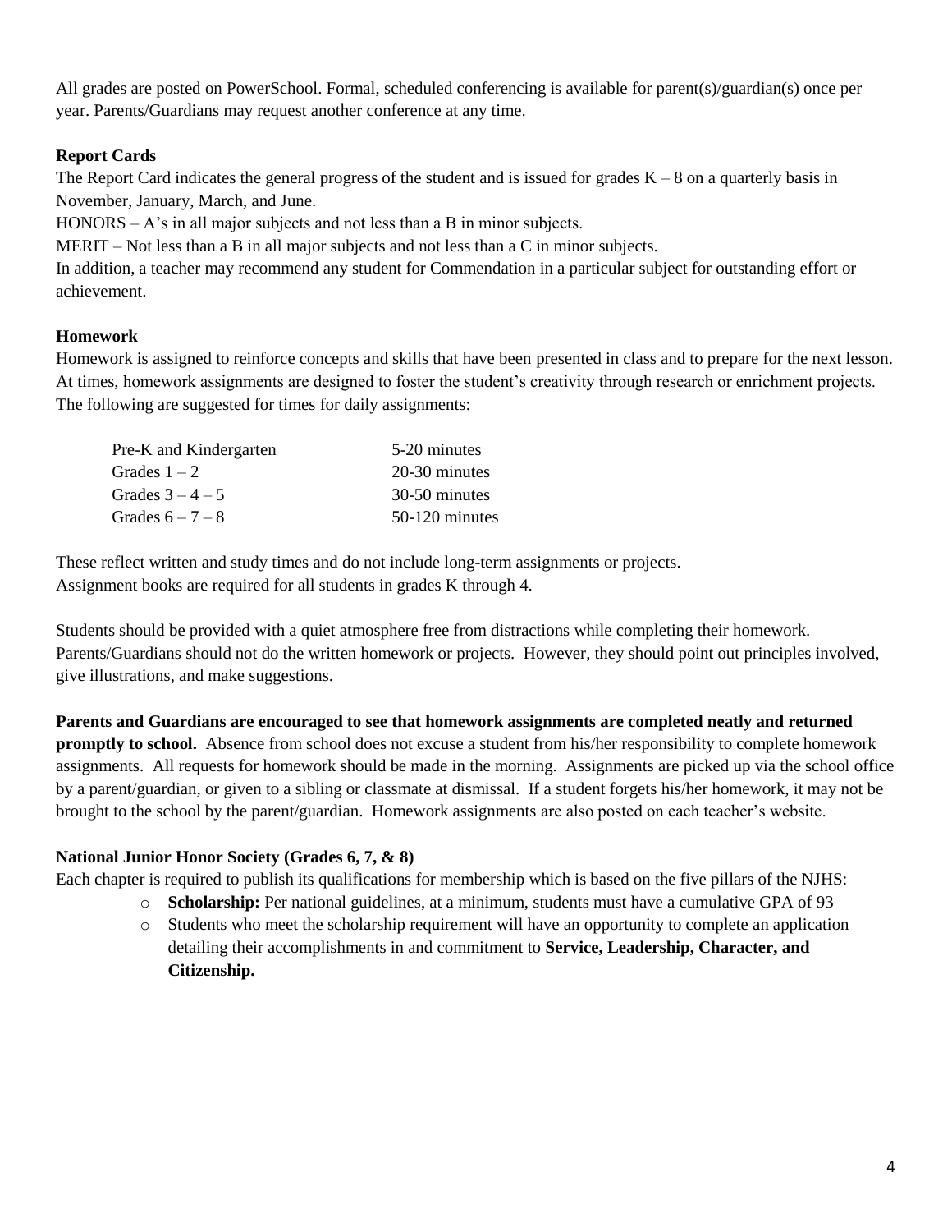All grades are posted on PowerSchool. Formal, scheduled conferencing is available for parent(s)/guardian(s) once per year. Parents/Guardians may request another conference at any time.

**Report Cards**

The Report Card indicates the general progress of the student and is issued for grades K – 8 on a quarterly basis in November, January, March, and June.

HONORS – A's in all major subjects and not less than a B in minor subjects.

MERIT – Not less than a B in all major subjects and not less than a C in minor subjects.

In addition, a teacher may recommend any student for Commendation in a particular subject for outstanding effort or achievement.

**Homework**

Homework is assigned to reinforce concepts and skills that have been presented in class and to prepare for the next lesson. At times, homework assignments are designed to foster the student's creativity through research or enrichment projects. The following are suggested for times for daily assignments:

| | |
|---|---|
| Pre-K and Kindergarten | 5-20 minutes |
| Grades 1 – 2 | 20-30 minutes |
| Grades 3 – 4 – 5 | 30-50 minutes |
| Grades 6 – 7 – 8 | 50-120 minutes |

These reflect written and study times and do not include long-term assignments or projects.
Assignment books are required for all students in grades K through 4.

Students should be provided with a quiet atmosphere free from distractions while completing their homework. Parents/Guardians should not do the written homework or projects. However, they should point out principles involved, give illustrations, and make suggestions.

**Parents and Guardians are encouraged to see that homework assignments are completed neatly and returned promptly to school.** Absence from school does not excuse a student from his/her responsibility to complete homework assignments. All requests for homework should be made in the morning. Assignments are picked up via the school office by a parent/guardian, or given to a sibling or classmate at dismissal. If a student forgets his/her homework, it may not be brought to the school by the parent/guardian. Homework assignments are also posted on each teacher's website.

**National Junior Honor Society (Grades 6, 7, & 8)**

Each chapter is required to publish its qualifications for membership which is based on the five pillars of the NJHS:

- **Scholarship:** Per national guidelines, at a minimum, students must have a cumulative GPA of 93
- Students who meet the scholarship requirement will have an opportunity to complete an application detailing their accomplishments in and commitment to **Service, Leadership, Character, and Citizenship.**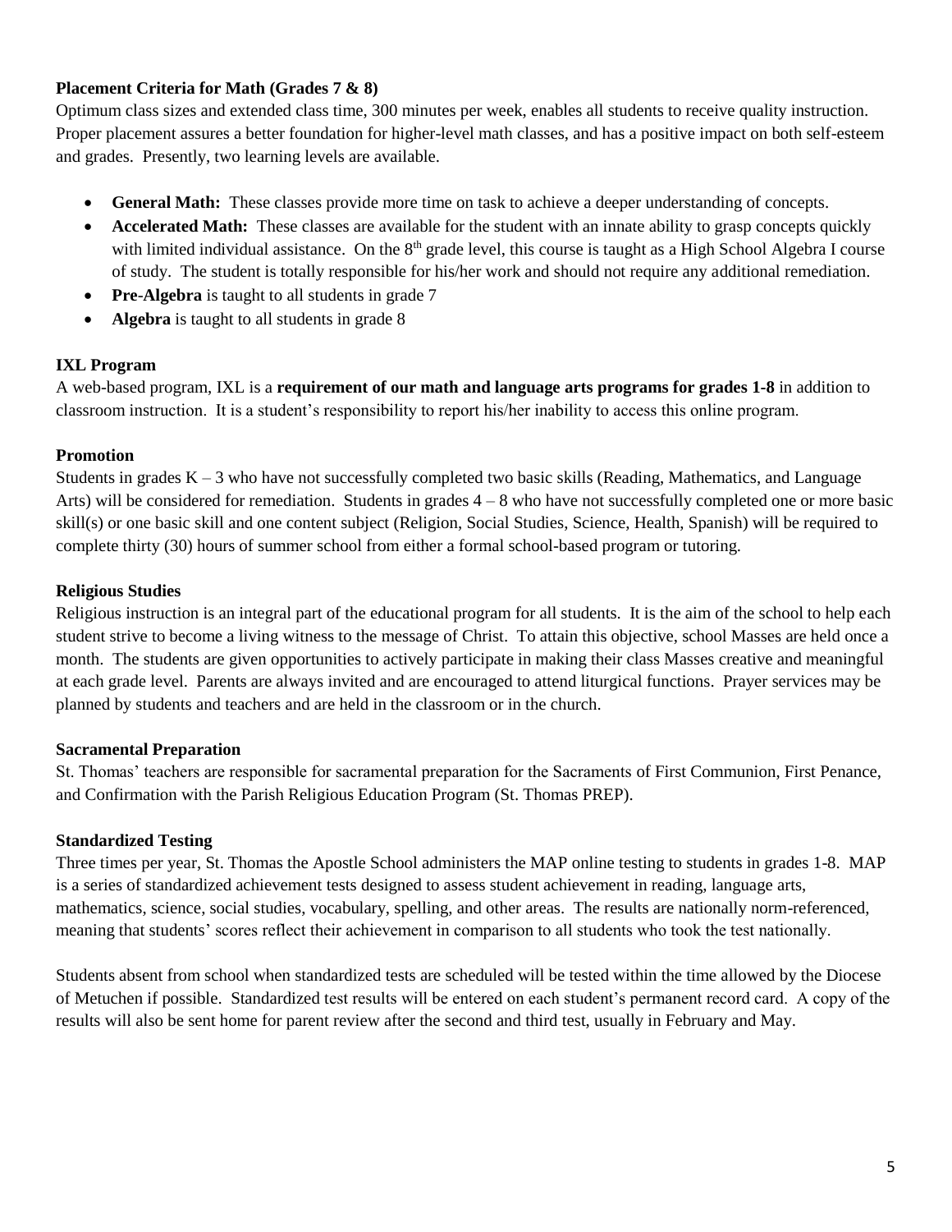### Placement Criteria for Math (Grades 7 & 8)

Optimum class sizes and extended class time, 300 minutes per week, enables all students to receive quality instruction. Proper placement assures a better foundation for higher-level math classes, and has a positive impact on both self-esteem and grades. Presently, two learning levels are available.

- **General Math:** These classes provide more time on task to achieve a deeper understanding of concepts.
- **Accelerated Math:** These classes are available for the student with an innate ability to grasp concepts quickly with limited individual assistance. On the 8th grade level, this course is taught as a High School Algebra I course of study. The student is totally responsible for his/her work and should not require any additional remediation.
- **Pre-Algebra** is taught to all students in grade 7
- **Algebra** is taught to all students in grade 8

### IXL Program

A web-based program, IXL is a **requirement of our math and language arts programs for grades 1-8** in addition to classroom instruction. It is a student's responsibility to report his/her inability to access this online program.

### Promotion

Students in grades K – 3 who have not successfully completed two basic skills (Reading, Mathematics, and Language Arts) will be considered for remediation. Students in grades 4 – 8 who have not successfully completed one or more basic skill(s) or one basic skill and one content subject (Religion, Social Studies, Science, Health, Spanish) will be required to complete thirty (30) hours of summer school from either a formal school-based program or tutoring.

### Religious Studies

Religious instruction is an integral part of the educational program for all students. It is the aim of the school to help each student strive to become a living witness to the message of Christ. To attain this objective, school Masses are held once a month. The students are given opportunities to actively participate in making their class Masses creative and meaningful at each grade level. Parents are always invited and are encouraged to attend liturgical functions. Prayer services may be planned by students and teachers and are held in the classroom or in the church.

### Sacramental Preparation

St. Thomas' teachers are responsible for sacramental preparation for the Sacraments of First Communion, First Penance, and Confirmation with the Parish Religious Education Program (St. Thomas PREP).

### Standardized Testing

Three times per year, St. Thomas the Apostle School administers the MAP online testing to students in grades 1-8. MAP is a series of standardized achievement tests designed to assess student achievement in reading, language arts, mathematics, science, social studies, vocabulary, spelling, and other areas. The results are nationally norm-referenced, meaning that students' scores reflect their achievement in comparison to all students who took the test nationally.

Students absent from school when standardized tests are scheduled will be tested within the time allowed by the Diocese of Metuchen if possible. Standardized test results will be entered on each student's permanent record card. A copy of the results will also be sent home for parent review after the second and third test, usually in February and May.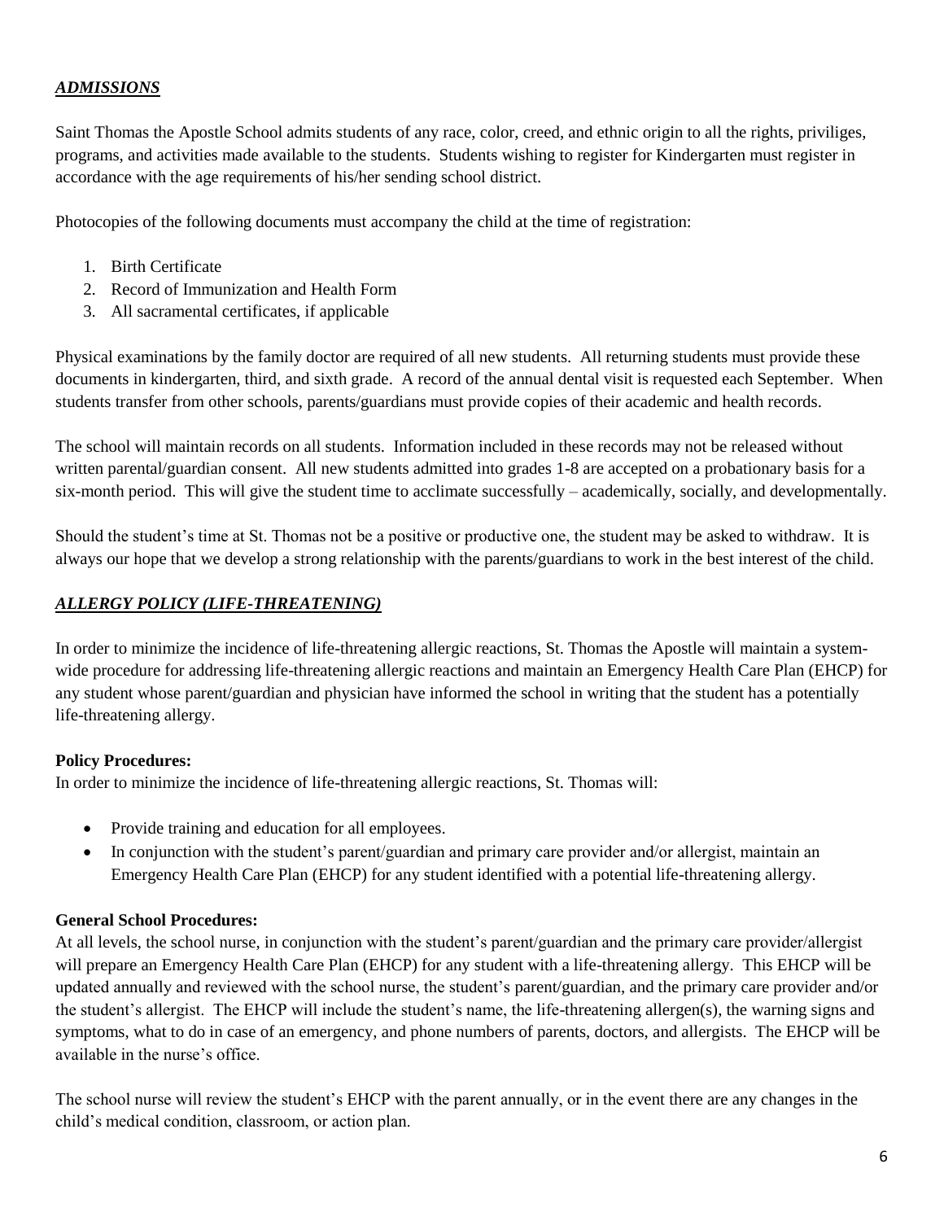## ***ADMISSIONS***

Saint Thomas the Apostle School admits students of any race, color, creed, and ethnic origin to all the rights, priviliges, programs, and activities made available to the students. Students wishing to register for Kindergarten must register in accordance with the age requirements of his/her sending school district.

Photocopies of the following documents must accompany the child at the time of registration:

1. Birth Certificate
2. Record of Immunization and Health Form
3. All sacramental certificates, if applicable

Physical examinations by the family doctor are required of all new students. All returning students must provide these documents in kindergarten, third, and sixth grade. A record of the annual dental visit is requested each September. When students transfer from other schools, parents/guardians must provide copies of their academic and health records.

The school will maintain records on all students. Information included in these records may not be released without written parental/guardian consent. All new students admitted into grades 1-8 are accepted on a probationary basis for a six-month period. This will give the student time to acclimate successfully – academically, socially, and developmentally.

Should the student's time at St. Thomas not be a positive or productive one, the student may be asked to withdraw. It is always our hope that we develop a strong relationship with the parents/guardians to work in the best interest of the child.

## ***ALLERGY POLICY (LIFE-THREATENING)***

In order to minimize the incidence of life-threatening allergic reactions, St. Thomas the Apostle will maintain a system-wide procedure for addressing life-threatening allergic reactions and maintain an Emergency Health Care Plan (EHCP) for any student whose parent/guardian and physician have informed the school in writing that the student has a potentially life-threatening allergy.

**Policy Procedures:**
In order to minimize the incidence of life-threatening allergic reactions, St. Thomas will:

- Provide training and education for all employees.
- In conjunction with the student's parent/guardian and primary care provider and/or allergist, maintain an Emergency Health Care Plan (EHCP) for any student identified with a potential life-threatening allergy.

**General School Procedures:**
At all levels, the school nurse, in conjunction with the student's parent/guardian and the primary care provider/allergist will prepare an Emergency Health Care Plan (EHCP) for any student with a life-threatening allergy. This EHCP will be updated annually and reviewed with the school nurse, the student's parent/guardian, and the primary care provider and/or the student's allergist. The EHCP will include the student's name, the life-threatening allergen(s), the warning signs and symptoms, what to do in case of an emergency, and phone numbers of parents, doctors, and allergists. The EHCP will be available in the nurse's office.

The school nurse will review the student's EHCP with the parent annually, or in the event there are any changes in the child's medical condition, classroom, or action plan.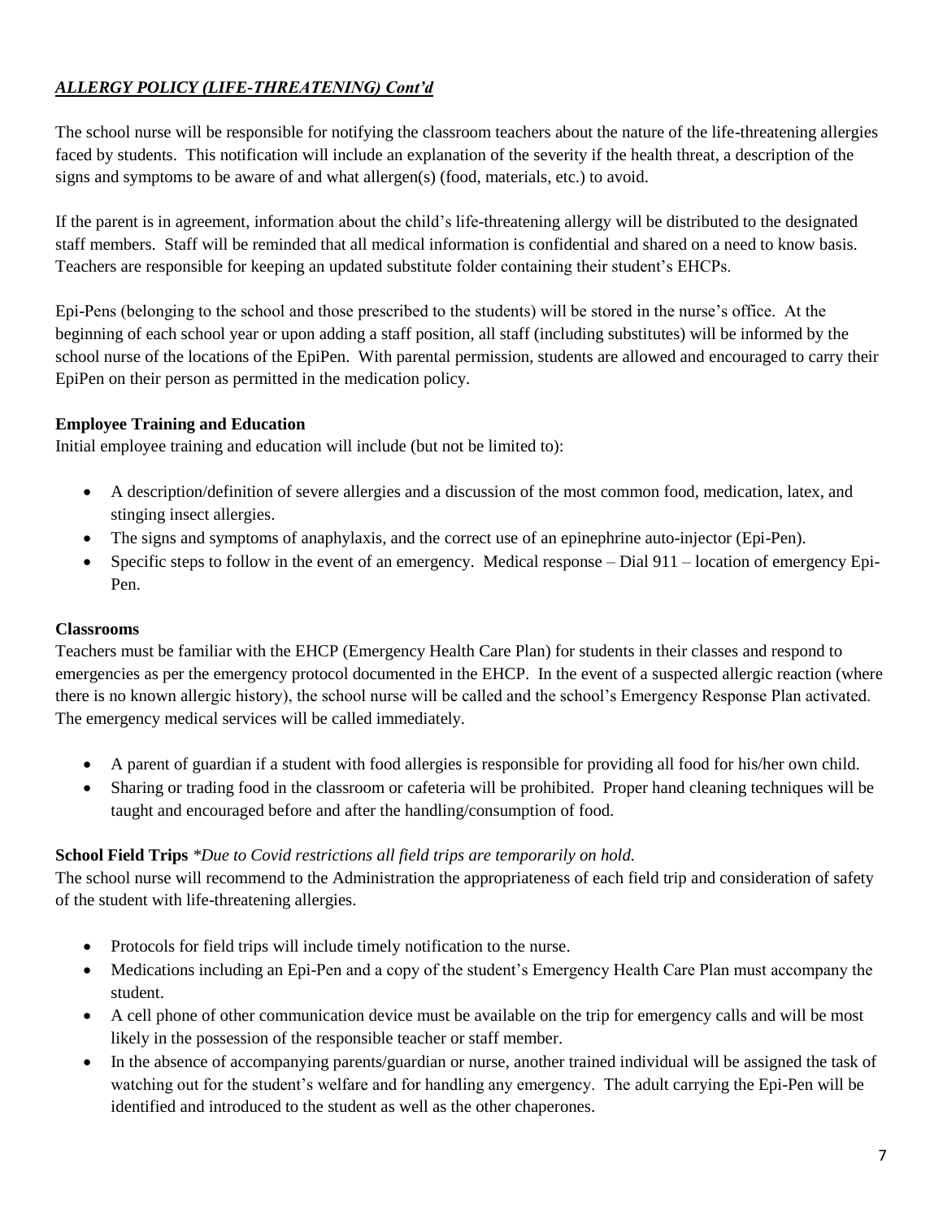***ALLERGY POLICY (LIFE-THREATENING) Cont'd***

The school nurse will be responsible for notifying the classroom teachers about the nature of the life-threatening allergies faced by students. This notification will include an explanation of the severity if the health threat, a description of the signs and symptoms to be aware of and what allergen(s) (food, materials, etc.) to avoid.

If the parent is in agreement, information about the child's life-threatening allergy will be distributed to the designated staff members. Staff will be reminded that all medical information is confidential and shared on a need to know basis. Teachers are responsible for keeping an updated substitute folder containing their student's EHCPs.

Epi-Pens (belonging to the school and those prescribed to the students) will be stored in the nurse's office. At the beginning of each school year or upon adding a staff position, all staff (including substitutes) will be informed by the school nurse of the locations of the EpiPen. With parental permission, students are allowed and encouraged to carry their EpiPen on their person as permitted in the medication policy.

**Employee Training and Education**

Initial employee training and education will include (but not be limited to):

- A description/definition of severe allergies and a discussion of the most common food, medication, latex, and stinging insect allergies.
- The signs and symptoms of anaphylaxis, and the correct use of an epinephrine auto-injector (Epi-Pen).
- Specific steps to follow in the event of an emergency. Medical response – Dial 911 – location of emergency Epi-Pen.

**Classrooms**

Teachers must be familiar with the EHCP (Emergency Health Care Plan) for students in their classes and respond to emergencies as per the emergency protocol documented in the EHCP. In the event of a suspected allergic reaction (where there is no known allergic history), the school nurse will be called and the school's Emergency Response Plan activated. The emergency medical services will be called immediately.

- A parent of guardian if a student with food allergies is responsible for providing all food for his/her own child.
- Sharing or trading food in the classroom or cafeteria will be prohibited. Proper hand cleaning techniques will be taught and encouraged before and after the handling/consumption of food.

**School Field Trips** *\*Due to Covid restrictions all field trips are temporarily on hold.*

The school nurse will recommend to the Administration the appropriateness of each field trip and consideration of safety of the student with life-threatening allergies.

- Protocols for field trips will include timely notification to the nurse.
- Medications including an Epi-Pen and a copy of the student's Emergency Health Care Plan must accompany the student.
- A cell phone of other communication device must be available on the trip for emergency calls and will be most likely in the possession of the responsible teacher or staff member.
- In the absence of accompanying parents/guardian or nurse, another trained individual will be assigned the task of watching out for the student's welfare and for handling any emergency. The adult carrying the Epi-Pen will be identified and introduced to the student as well as the other chaperones.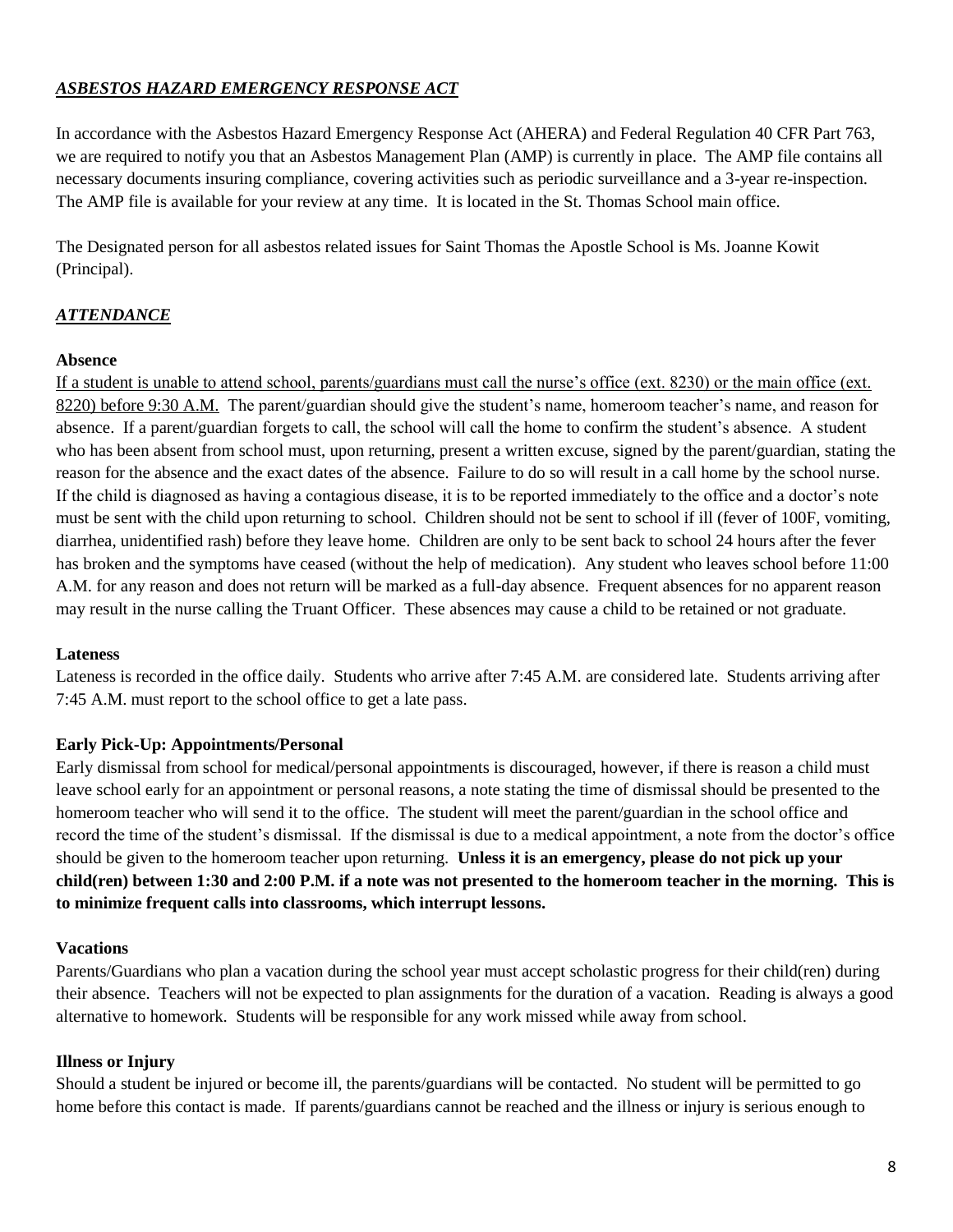## ***ASBESTOS HAZARD EMERGENCY RESPONSE ACT***

In accordance with the Asbestos Hazard Emergency Response Act (AHERA) and Federal Regulation 40 CFR Part 763, we are required to notify you that an Asbestos Management Plan (AMP) is currently in place. The AMP file contains all necessary documents insuring compliance, covering activities such as periodic surveillance and a 3-year re-inspection. The AMP file is available for your review at any time. It is located in the St. Thomas School main office.

The Designated person for all asbestos related issues for Saint Thomas the Apostle School is Ms. Joanne Kowit (Principal).

## ***ATTENDANCE***

### Absence

If a student is unable to attend school, parents/guardians must call the nurse's office (ext. 8230) or the main office (ext. 8220) before 9:30 A.M. The parent/guardian should give the student's name, homeroom teacher's name, and reason for absence. If a parent/guardian forgets to call, the school will call the home to confirm the student's absence. A student who has been absent from school must, upon returning, present a written excuse, signed by the parent/guardian, stating the reason for the absence and the exact dates of the absence. Failure to do so will result in a call home by the school nurse. If the child is diagnosed as having a contagious disease, it is to be reported immediately to the office and a doctor's note must be sent with the child upon returning to school. Children should not be sent to school if ill (fever of 100F, vomiting, diarrhea, unidentified rash) before they leave home. Children are only to be sent back to school 24 hours after the fever has broken and the symptoms have ceased (without the help of medication). Any student who leaves school before 11:00 A.M. for any reason and does not return will be marked as a full-day absence. Frequent absences for no apparent reason may result in the nurse calling the Truant Officer. These absences may cause a child to be retained or not graduate.

### Lateness

Lateness is recorded in the office daily. Students who arrive after 7:45 A.M. are considered late. Students arriving after 7:45 A.M. must report to the school office to get a late pass.

### Early Pick-Up: Appointments/Personal

Early dismissal from school for medical/personal appointments is discouraged, however, if there is reason a child must leave school early for an appointment or personal reasons, a note stating the time of dismissal should be presented to the homeroom teacher who will send it to the office. The student will meet the parent/guardian in the school office and record the time of the student's dismissal. If the dismissal is due to a medical appointment, a note from the doctor's office should be given to the homeroom teacher upon returning. **Unless it is an emergency, please do not pick up your child(ren) between 1:30 and 2:00 P.M. if a note was not presented to the homeroom teacher in the morning. This is to minimize frequent calls into classrooms, which interrupt lessons.**

### Vacations

Parents/Guardians who plan a vacation during the school year must accept scholastic progress for their child(ren) during their absence. Teachers will not be expected to plan assignments for the duration of a vacation. Reading is always a good alternative to homework. Students will be responsible for any work missed while away from school.

### Illness or Injury

Should a student be injured or become ill, the parents/guardians will be contacted. No student will be permitted to go home before this contact is made. If parents/guardians cannot be reached and the illness or injury is serious enough to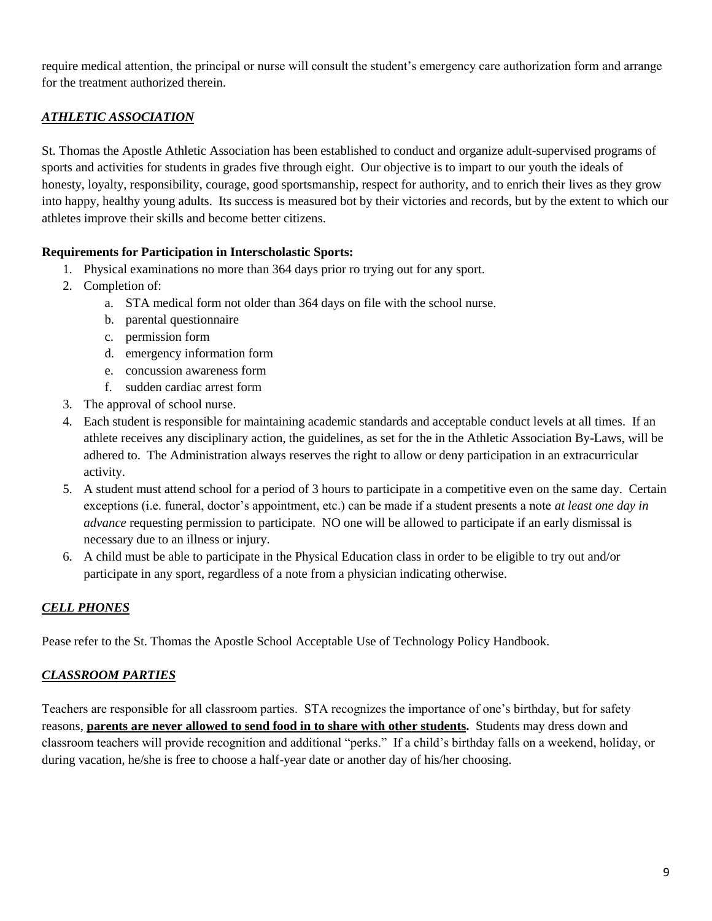require medical attention, the principal or nurse will consult the student's emergency care authorization form and arrange for the treatment authorized therein.

## ***ATHLETIC ASSOCIATION***

St. Thomas the Apostle Athletic Association has been established to conduct and organize adult-supervised programs of sports and activities for students in grades five through eight. Our objective is to impart to our youth the ideals of honesty, loyalty, responsibility, courage, good sportsmanship, respect for authority, and to enrich their lives as they grow into happy, healthy young adults. Its success is measured bot by their victories and records, but by the extent to which our athletes improve their skills and become better citizens.

**Requirements for Participation in Interscholastic Sports:**

1. Physical examinations no more than 364 days prior ro trying out for any sport.
2. Completion of:
   a. STA medical form not older than 364 days on file with the school nurse.
   b. parental questionnaire
   c. permission form
   d. emergency information form
   e. concussion awareness form
   f. sudden cardiac arrest form
3. The approval of school nurse.
4. Each student is responsible for maintaining academic standards and acceptable conduct levels at all times. If an athlete receives any disciplinary action, the guidelines, as set for the in the Athletic Association By-Laws, will be adhered to. The Administration always reserves the right to allow or deny participation in an extracurricular activity.
5. A student must attend school for a period of 3 hours to participate in a competitive even on the same day. Certain exceptions (i.e. funeral, doctor's appointment, etc.) can be made if a student presents a note *at least one day in advance* requesting permission to participate. NO one will be allowed to participate if an early dismissal is necessary due to an illness or injury.
6. A child must be able to participate in the Physical Education class in order to be eligible to try out and/or participate in any sport, regardless of a note from a physician indicating otherwise.

## ***CELL PHONES***

Pease refer to the St. Thomas the Apostle School Acceptable Use of Technology Policy Handbook.

## ***CLASSROOM PARTIES***

Teachers are responsible for all classroom parties. STA recognizes the importance of one's birthday, but for safety reasons, **parents are never allowed to send food in to share with other students.** Students may dress down and classroom teachers will provide recognition and additional "perks." If a child's birthday falls on a weekend, holiday, or during vacation, he/she is free to choose a half-year date or another day of his/her choosing.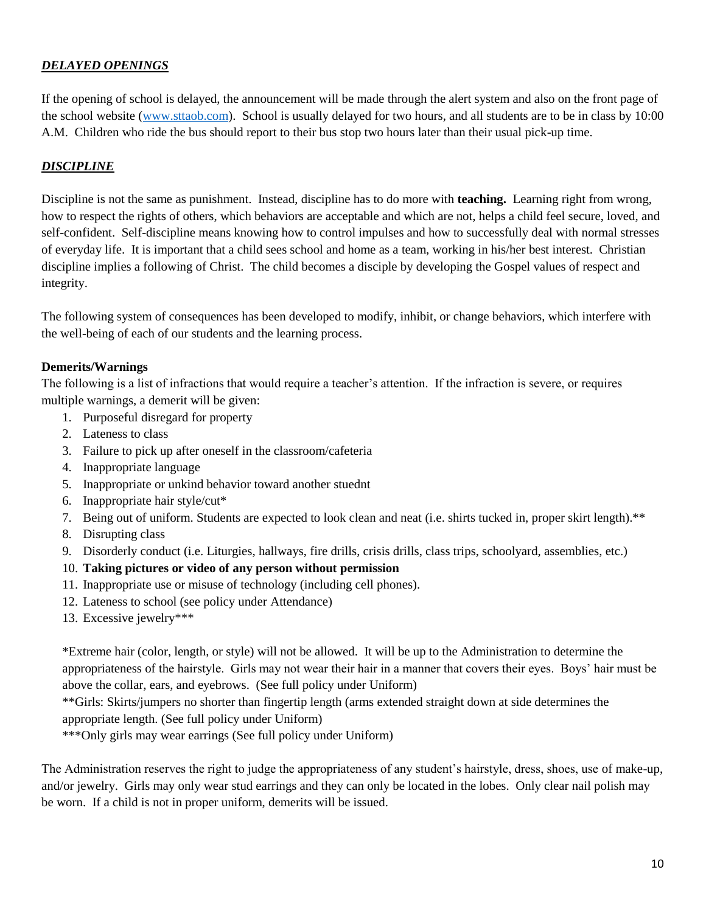## ***DELAYED OPENINGS***

If the opening of school is delayed, the announcement will be made through the alert system and also on the front page of the school website (www.sttaob.com). School is usually delayed for two hours, and all students are to be in class by 10:00 A.M. Children who ride the bus should report to their bus stop two hours later than their usual pick-up time.

## ***DISCIPLINE***

Discipline is not the same as punishment. Instead, discipline has to do more with **teaching.** Learning right from wrong, how to respect the rights of others, which behaviors are acceptable and which are not, helps a child feel secure, loved, and self-confident. Self-discipline means knowing how to control impulses and how to successfully deal with normal stresses of everyday life. It is important that a child sees school and home as a team, working in his/her best interest. Christian discipline implies a following of Christ. The child becomes a disciple by developing the Gospel values of respect and integrity.

The following system of consequences has been developed to modify, inhibit, or change behaviors, which interfere with the well-being of each of our students and the learning process.

**Demerits/Warnings**

The following is a list of infractions that would require a teacher's attention. If the infraction is severe, or requires multiple warnings, a demerit will be given:

1. Purposeful disregard for property
2. Lateness to class
3. Failure to pick up after oneself in the classroom/cafeteria
4. Inappropriate language
5. Inappropriate or unkind behavior toward another stuednt
6. Inappropriate hair style/cut*
7. Being out of uniform. Students are expected to look clean and neat (i.e. shirts tucked in, proper skirt length).**
8. Disrupting class
9. Disorderly conduct (i.e. Liturgies, hallways, fire drills, crisis drills, class trips, schoolyard, assemblies, etc.)
10. **Taking pictures or video of any person without permission**
11. Inappropriate use or misuse of technology (including cell phones).
12. Lateness to school (see policy under Attendance)
13. Excessive jewelry***

*Extreme hair (color, length, or style) will not be allowed. It will be up to the Administration to determine the appropriateness of the hairstyle. Girls may not wear their hair in a manner that covers their eyes. Boys' hair must be above the collar, ears, and eyebrows. (See full policy under Uniform)

**Girls: Skirts/jumpers no shorter than fingertip length (arms extended straight down at side determines the appropriate length. (See full policy under Uniform)

***Only girls may wear earrings (See full policy under Uniform)

The Administration reserves the right to judge the appropriateness of any student's hairstyle, dress, shoes, use of make-up, and/or jewelry. Girls may only wear stud earrings and they can only be located in the lobes. Only clear nail polish may be worn. If a child is not in proper uniform, demerits will be issued.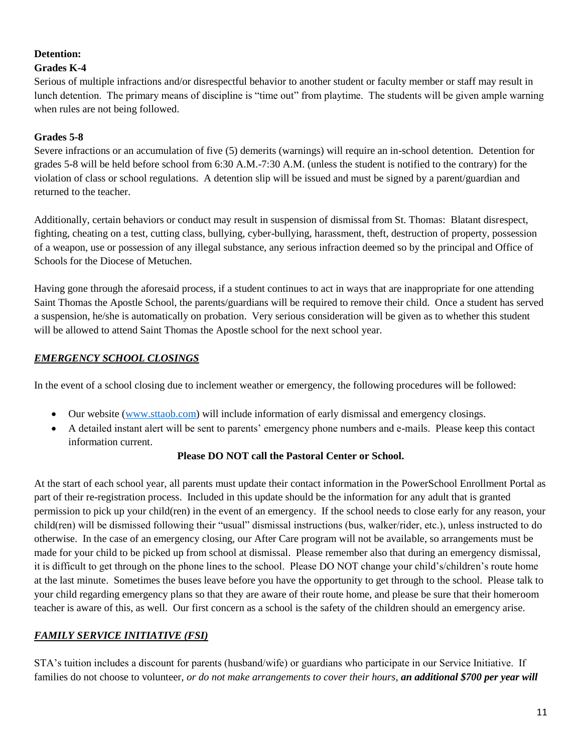**Detention:**

**Grades K-4**

Serious of multiple infractions and/or disrespectful behavior to another student or faculty member or staff may result in lunch detention. The primary means of discipline is "time out" from playtime. The students will be given ample warning when rules are not being followed.

**Grades 5-8**

Severe infractions or an accumulation of five (5) demerits (warnings) will require an in-school detention. Detention for grades 5-8 will be held before school from 6:30 A.M.-7:30 A.M. (unless the student is notified to the contrary) for the violation of class or school regulations. A detention slip will be issued and must be signed by a parent/guardian and returned to the teacher.

Additionally, certain behaviors or conduct may result in suspension of dismissal from St. Thomas: Blatant disrespect, fighting, cheating on a test, cutting class, bullying, cyber-bullying, harassment, theft, destruction of property, possession of a weapon, use or possession of any illegal substance, any serious infraction deemed so by the principal and Office of Schools for the Diocese of Metuchen.

Having gone through the aforesaid process, if a student continues to act in ways that are inappropriate for one attending Saint Thomas the Apostle School, the parents/guardians will be required to remove their child. Once a student has served a suspension, he/she is automatically on probation. Very serious consideration will be given as to whether this student will be allowed to attend Saint Thomas the Apostle school for the next school year.

## ***EMERGENCY SCHOOL CLOSINGS***

In the event of a school closing due to inclement weather or emergency, the following procedures will be followed:

- Our website ([www.sttaob.com](www.sttaob.com)) will include information of early dismissal and emergency closings.
- A detailed instant alert will be sent to parents' emergency phone numbers and e-mails. Please keep this contact information current.

**Please DO NOT call the Pastoral Center or School.**

At the start of each school year, all parents must update their contact information in the PowerSchool Enrollment Portal as part of their re-registration process. Included in this update should be the information for any adult that is granted permission to pick up your child(ren) in the event of an emergency. If the school needs to close early for any reason, your child(ren) will be dismissed following their "usual" dismissal instructions (bus, walker/rider, etc.), unless instructed to do otherwise. In the case of an emergency closing, our After Care program will not be available, so arrangements must be made for your child to be picked up from school at dismissal. Please remember also that during an emergency dismissal, it is difficult to get through on the phone lines to the school. Please DO NOT change your child's/children's route home at the last minute. Sometimes the buses leave before you have the opportunity to get through to the school. Please talk to your child regarding emergency plans so that they are aware of their route home, and please be sure that their homeroom teacher is aware of this, as well. Our first concern as a school is the safety of the children should an emergency arise.

## ***FAMILY SERVICE INITIATIVE (FSI)***

STA's tuition includes a discount for parents (husband/wife) or guardians who participate in our Service Initiative. If families do not choose to volunteer, *or do not make arrangements to cover their hours*, ***an additional $700 per year will***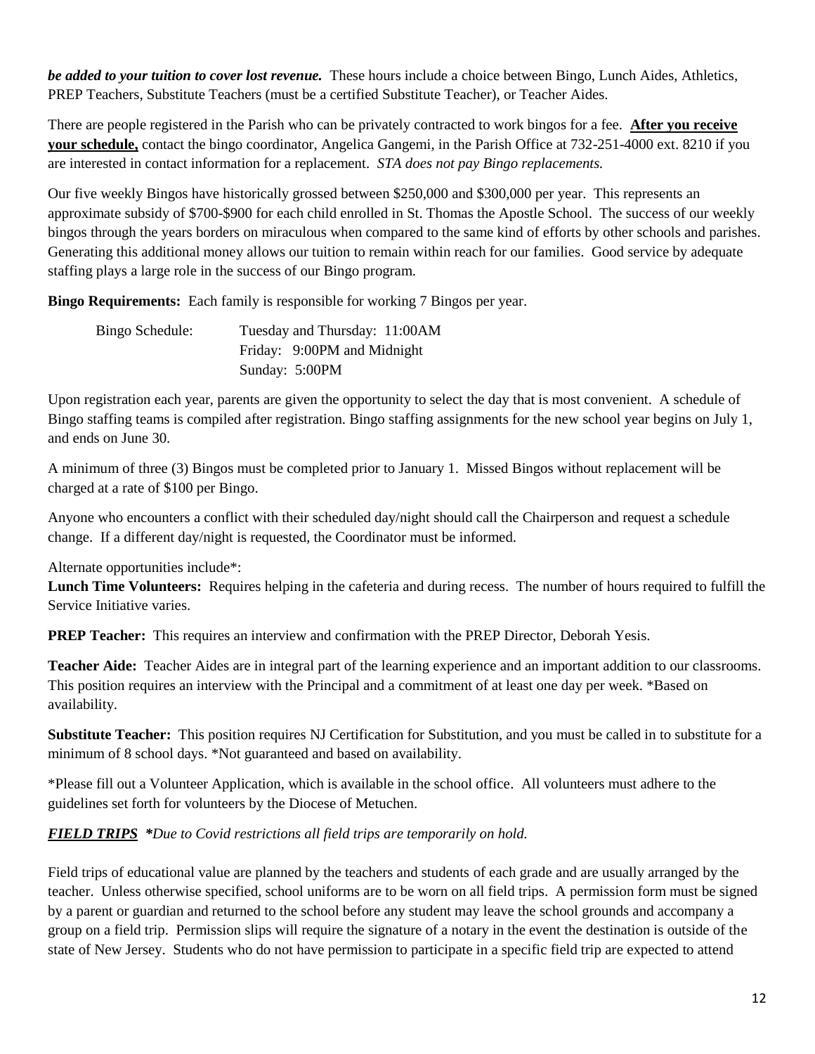***be added to your tuition to cover lost revenue.*** These hours include a choice between Bingo, Lunch Aides, Athletics, PREP Teachers, Substitute Teachers (must be a certified Substitute Teacher), or Teacher Aides.

There are people registered in the Parish who can be privately contracted to work bingos for a fee. **After you receive your schedule,** contact the bingo coordinator, Angelica Gangemi, in the Parish Office at 732-251-4000 ext. 8210 if you are interested in contact information for a replacement. *STA does not pay Bingo replacements.*

Our five weekly Bingos have historically grossed between $250,000 and $300,000 per year. This represents an approximate subsidy of $700-$900 for each child enrolled in St. Thomas the Apostle School. The success of our weekly bingos through the years borders on miraculous when compared to the same kind of efforts by other schools and parishes. Generating this additional money allows our tuition to remain within reach for our families. Good service by adequate staffing plays a large role in the success of our Bingo program.

**Bingo Requirements:** Each family is responsible for working 7 Bingos per year.

Bingo Schedule: Tuesday and Thursday: 11:00AM
Friday: 9:00PM and Midnight
Sunday: 5:00PM

Upon registration each year, parents are given the opportunity to select the day that is most convenient. A schedule of Bingo staffing teams is compiled after registration. Bingo staffing assignments for the new school year begins on July 1, and ends on June 30.

A minimum of three (3) Bingos must be completed prior to January 1. Missed Bingos without replacement will be charged at a rate of $100 per Bingo.

Anyone who encounters a conflict with their scheduled day/night should call the Chairperson and request a schedule change. If a different day/night is requested, the Coordinator must be informed.

Alternate opportunities include*:

**Lunch Time Volunteers:** Requires helping in the cafeteria and during recess. The number of hours required to fulfill the Service Initiative varies.

**PREP Teacher:** This requires an interview and confirmation with the PREP Director, Deborah Yesis.

**Teacher Aide:** Teacher Aides are in integral part of the learning experience and an important addition to our classrooms. This position requires an interview with the Principal and a commitment of at least one day per week. *Based on availability.

**Substitute Teacher:** This position requires NJ Certification for Substitution, and you must be called in to substitute for a minimum of 8 school days. *Not guaranteed and based on availability.

*Please fill out a Volunteer Application, which is available in the school office. All volunteers must adhere to the guidelines set forth for volunteers by the Diocese of Metuchen.

***FIELD TRIPS*** ***\****Due to Covid restrictions all field trips are temporarily on hold.*

Field trips of educational value are planned by the teachers and students of each grade and are usually arranged by the teacher. Unless otherwise specified, school uniforms are to be worn on all field trips. A permission form must be signed by a parent or guardian and returned to the school before any student may leave the school grounds and accompany a group on a field trip. Permission slips will require the signature of a notary in the event the destination is outside of the state of New Jersey. Students who do not have permission to participate in a specific field trip are expected to attend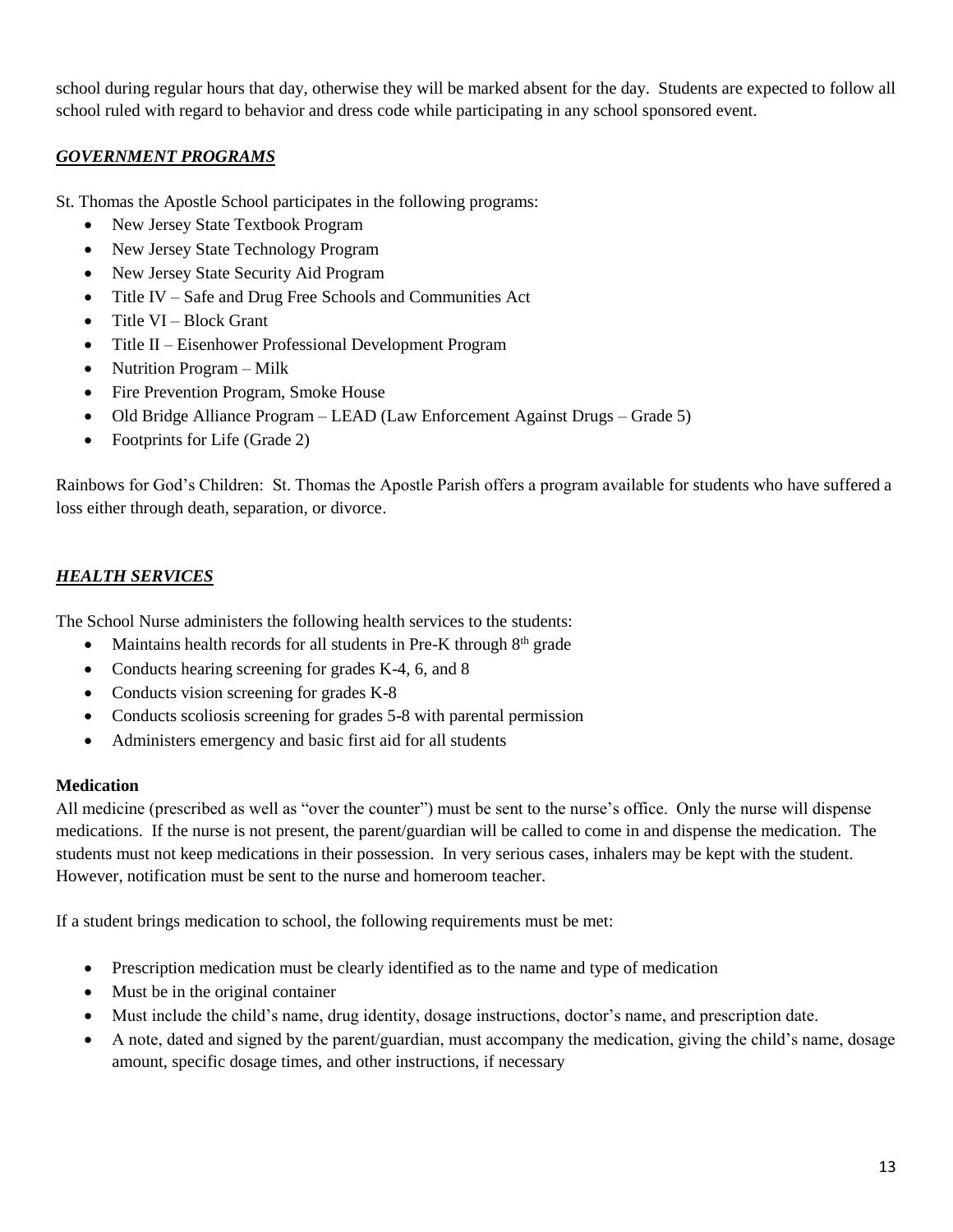school during regular hours that day, otherwise they will be marked absent for the day. Students are expected to follow all school ruled with regard to behavior and dress code while participating in any school sponsored event.

## ***GOVERNMENT PROGRAMS***

St. Thomas the Apostle School participates in the following programs:

- New Jersey State Textbook Program
- New Jersey State Technology Program
- New Jersey State Security Aid Program
- Title IV – Safe and Drug Free Schools and Communities Act
- Title VI – Block Grant
- Title II – Eisenhower Professional Development Program
- Nutrition Program – Milk
- Fire Prevention Program, Smoke House
- Old Bridge Alliance Program – LEAD (Law Enforcement Against Drugs – Grade 5)
- Footprints for Life (Grade 2)

Rainbows for God's Children: St. Thomas the Apostle Parish offers a program available for students who have suffered a loss either through death, separation, or divorce.

## ***HEALTH SERVICES***

The School Nurse administers the following health services to the students:

- Maintains health records for all students in Pre-K through 8th grade
- Conducts hearing screening for grades K-4, 6, and 8
- Conducts vision screening for grades K-8
- Conducts scoliosis screening for grades 5-8 with parental permission
- Administers emergency and basic first aid for all students

**Medication**

All medicine (prescribed as well as "over the counter") must be sent to the nurse's office. Only the nurse will dispense medications. If the nurse is not present, the parent/guardian will be called to come in and dispense the medication. The students must not keep medications in their possession. In very serious cases, inhalers may be kept with the student. However, notification must be sent to the nurse and homeroom teacher.

If a student brings medication to school, the following requirements must be met:

- Prescription medication must be clearly identified as to the name and type of medication
- Must be in the original container
- Must include the child's name, drug identity, dosage instructions, doctor's name, and prescription date.
- A note, dated and signed by the parent/guardian, must accompany the medication, giving the child's name, dosage amount, specific dosage times, and other instructions, if necessary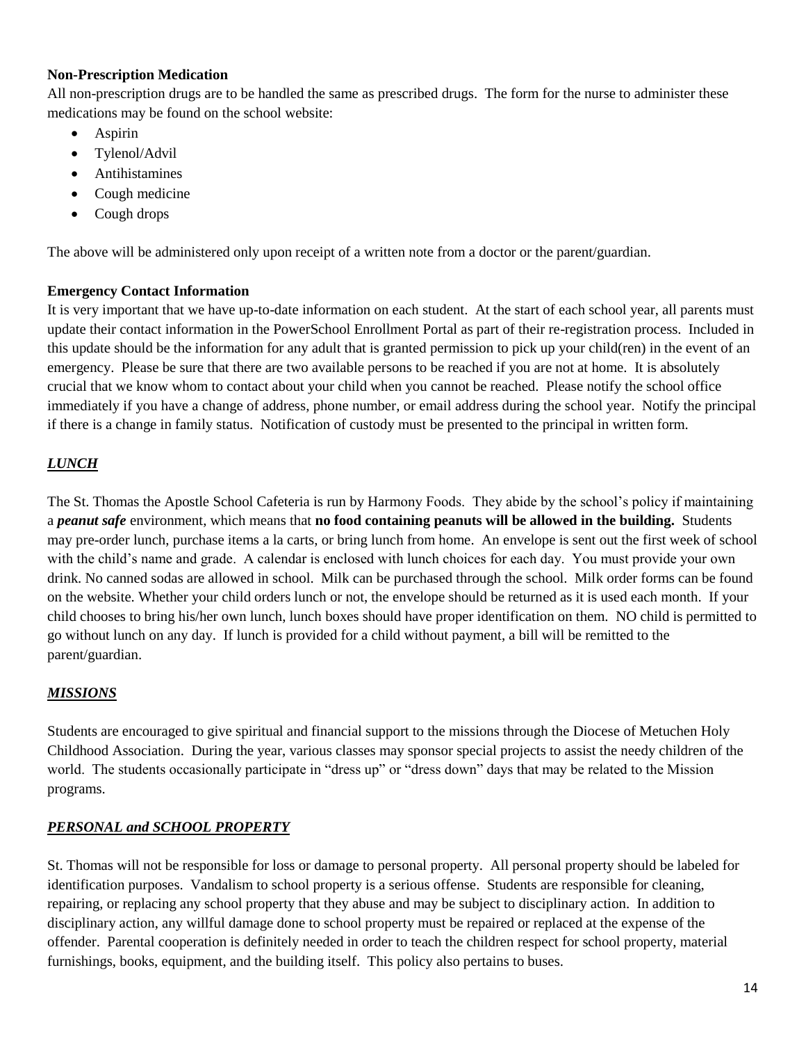**Non-Prescription Medication**

All non-prescription drugs are to be handled the same as prescribed drugs. The form for the nurse to administer these medications may be found on the school website:

- Aspirin
- Tylenol/Advil
- Antihistamines
- Cough medicine
- Cough drops

The above will be administered only upon receipt of a written note from a doctor or the parent/guardian.

**Emergency Contact Information**

It is very important that we have up-to-date information on each student. At the start of each school year, all parents must update their contact information in the PowerSchool Enrollment Portal as part of their re-registration process. Included in this update should be the information for any adult that is granted permission to pick up your child(ren) in the event of an emergency. Please be sure that there are two available persons to be reached if you are not at home. It is absolutely crucial that we know whom to contact about your child when you cannot be reached. Please notify the school office immediately if you have a change of address, phone number, or email address during the school year. Notify the principal if there is a change in family status. Notification of custody must be presented to the principal in written form.

## ***LUNCH***

The St. Thomas the Apostle School Cafeteria is run by Harmony Foods. They abide by the school's policy if maintaining a ***peanut safe*** environment, which means that **no food containing peanuts will be allowed in the building.** Students may pre-order lunch, purchase items a la carts, or bring lunch from home. An envelope is sent out the first week of school with the child's name and grade. A calendar is enclosed with lunch choices for each day. You must provide your own drink. No canned sodas are allowed in school. Milk can be purchased through the school. Milk order forms can be found on the website. Whether your child orders lunch or not, the envelope should be returned as it is used each month. If your child chooses to bring his/her own lunch, lunch boxes should have proper identification on them. NO child is permitted to go without lunch on any day. If lunch is provided for a child without payment, a bill will be remitted to the parent/guardian.

## ***MISSIONS***

Students are encouraged to give spiritual and financial support to the missions through the Diocese of Metuchen Holy Childhood Association. During the year, various classes may sponsor special projects to assist the needy children of the world. The students occasionally participate in "dress up" or "dress down" days that may be related to the Mission programs.

## ***PERSONAL and SCHOOL PROPERTY***

St. Thomas will not be responsible for loss or damage to personal property. All personal property should be labeled for identification purposes. Vandalism to school property is a serious offense. Students are responsible for cleaning, repairing, or replacing any school property that they abuse and may be subject to disciplinary action. In addition to disciplinary action, any willful damage done to school property must be repaired or replaced at the expense of the offender. Parental cooperation is definitely needed in order to teach the children respect for school property, material furnishings, books, equipment, and the building itself. This policy also pertains to buses.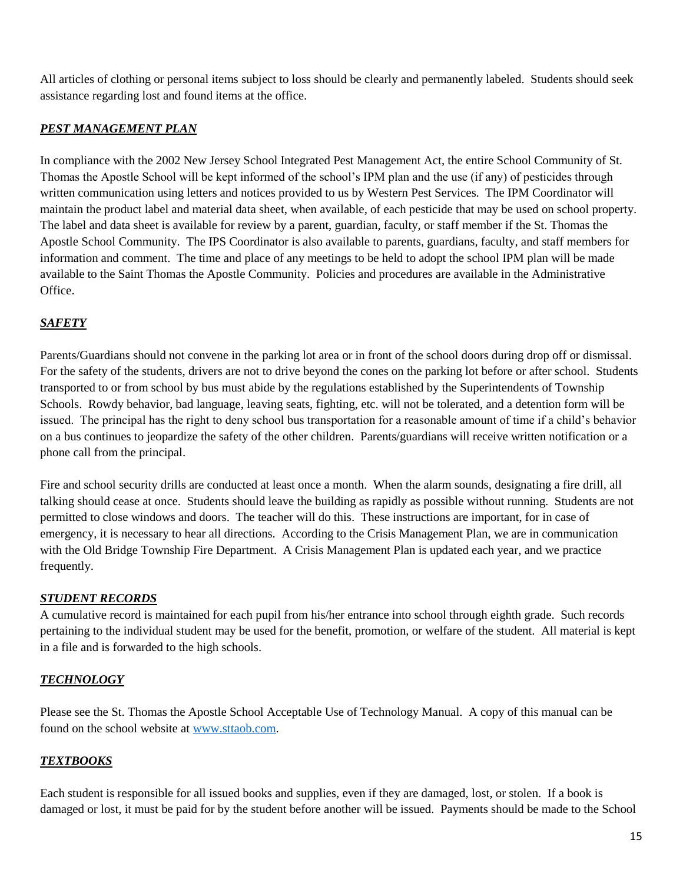All articles of clothing or personal items subject to loss should be clearly and permanently labeled. Students should seek assistance regarding lost and found items at the office.

### ***PEST MANAGEMENT PLAN***

In compliance with the 2002 New Jersey School Integrated Pest Management Act, the entire School Community of St. Thomas the Apostle School will be kept informed of the school's IPM plan and the use (if any) of pesticides through written communication using letters and notices provided to us by Western Pest Services. The IPM Coordinator will maintain the product label and material data sheet, when available, of each pesticide that may be used on school property. The label and data sheet is available for review by a parent, guardian, faculty, or staff member if the St. Thomas the Apostle School Community. The IPS Coordinator is also available to parents, guardians, faculty, and staff members for information and comment. The time and place of any meetings to be held to adopt the school IPM plan will be made available to the Saint Thomas the Apostle Community. Policies and procedures are available in the Administrative Office.

### ***SAFETY***

Parents/Guardians should not convene in the parking lot area or in front of the school doors during drop off or dismissal. For the safety of the students, drivers are not to drive beyond the cones on the parking lot before or after school. Students transported to or from school by bus must abide by the regulations established by the Superintendents of Township Schools. Rowdy behavior, bad language, leaving seats, fighting, etc. will not be tolerated, and a detention form will be issued. The principal has the right to deny school bus transportation for a reasonable amount of time if a child's behavior on a bus continues to jeopardize the safety of the other children. Parents/guardians will receive written notification or a phone call from the principal.

Fire and school security drills are conducted at least once a month. When the alarm sounds, designating a fire drill, all talking should cease at once. Students should leave the building as rapidly as possible without running. Students are not permitted to close windows and doors. The teacher will do this. These instructions are important, for in case of emergency, it is necessary to hear all directions. According to the Crisis Management Plan, we are in communication with the Old Bridge Township Fire Department. A Crisis Management Plan is updated each year, and we practice frequently.

### ***STUDENT RECORDS***

A cumulative record is maintained for each pupil from his/her entrance into school through eighth grade. Such records pertaining to the individual student may be used for the benefit, promotion, or welfare of the student. All material is kept in a file and is forwarded to the high schools.

### ***TECHNOLOGY***

Please see the St. Thomas the Apostle School Acceptable Use of Technology Manual. A copy of this manual can be found on the school website at [www.sttaob.com](http://www.sttaob.com).

### ***TEXTBOOKS***

Each student is responsible for all issued books and supplies, even if they are damaged, lost, or stolen. If a book is damaged or lost, it must be paid for by the student before another will be issued. Payments should be made to the School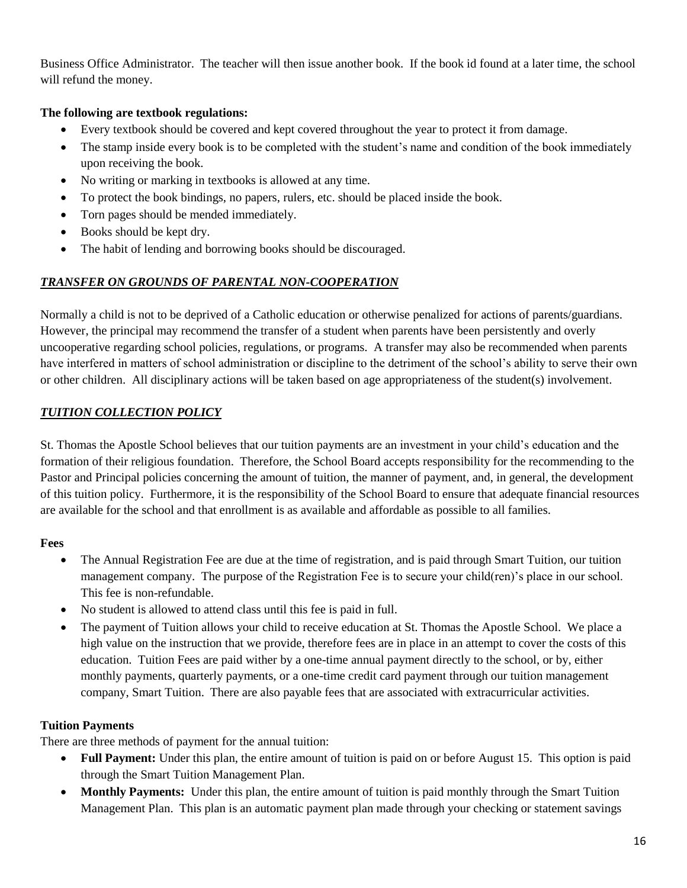Business Office Administrator. The teacher will then issue another book. If the book id found at a later time, the school will refund the money.

**The following are textbook regulations:**

- Every textbook should be covered and kept covered throughout the year to protect it from damage.
- The stamp inside every book is to be completed with the student's name and condition of the book immediately upon receiving the book.
- No writing or marking in textbooks is allowed at any time.
- To protect the book bindings, no papers, rulers, etc. should be placed inside the book.
- Torn pages should be mended immediately.
- Books should be kept dry.
- The habit of lending and borrowing books should be discouraged.

## ***TRANSFER ON GROUNDS OF PARENTAL NON-COOPERATION***

Normally a child is not to be deprived of a Catholic education or otherwise penalized for actions of parents/guardians. However, the principal may recommend the transfer of a student when parents have been persistently and overly uncooperative regarding school policies, regulations, or programs. A transfer may also be recommended when parents have interfered in matters of school administration or discipline to the detriment of the school's ability to serve their own or other children. All disciplinary actions will be taken based on age appropriateness of the student(s) involvement.

## ***TUITION COLLECTION POLICY***

St. Thomas the Apostle School believes that our tuition payments are an investment in your child's education and the formation of their religious foundation. Therefore, the School Board accepts responsibility for the recommending to the Pastor and Principal policies concerning the amount of tuition, the manner of payment, and, in general, the development of this tuition policy. Furthermore, it is the responsibility of the School Board to ensure that adequate financial resources are available for the school and that enrollment is as available and affordable as possible to all families.

**Fees**

- The Annual Registration Fee are due at the time of registration, and is paid through Smart Tuition, our tuition management company. The purpose of the Registration Fee is to secure your child(ren)'s place in our school. This fee is non-refundable.
- No student is allowed to attend class until this fee is paid in full.
- The payment of Tuition allows your child to receive education at St. Thomas the Apostle School. We place a high value on the instruction that we provide, therefore fees are in place in an attempt to cover the costs of this education. Tuition Fees are paid wither by a one-time annual payment directly to the school, or by, either monthly payments, quarterly payments, or a one-time credit card payment through our tuition management company, Smart Tuition. There are also payable fees that are associated with extracurricular activities.

**Tuition Payments**

There are three methods of payment for the annual tuition:

- **Full Payment:** Under this plan, the entire amount of tuition is paid on or before August 15. This option is paid through the Smart Tuition Management Plan.
- **Monthly Payments:** Under this plan, the entire amount of tuition is paid monthly through the Smart Tuition Management Plan. This plan is an automatic payment plan made through your checking or statement savings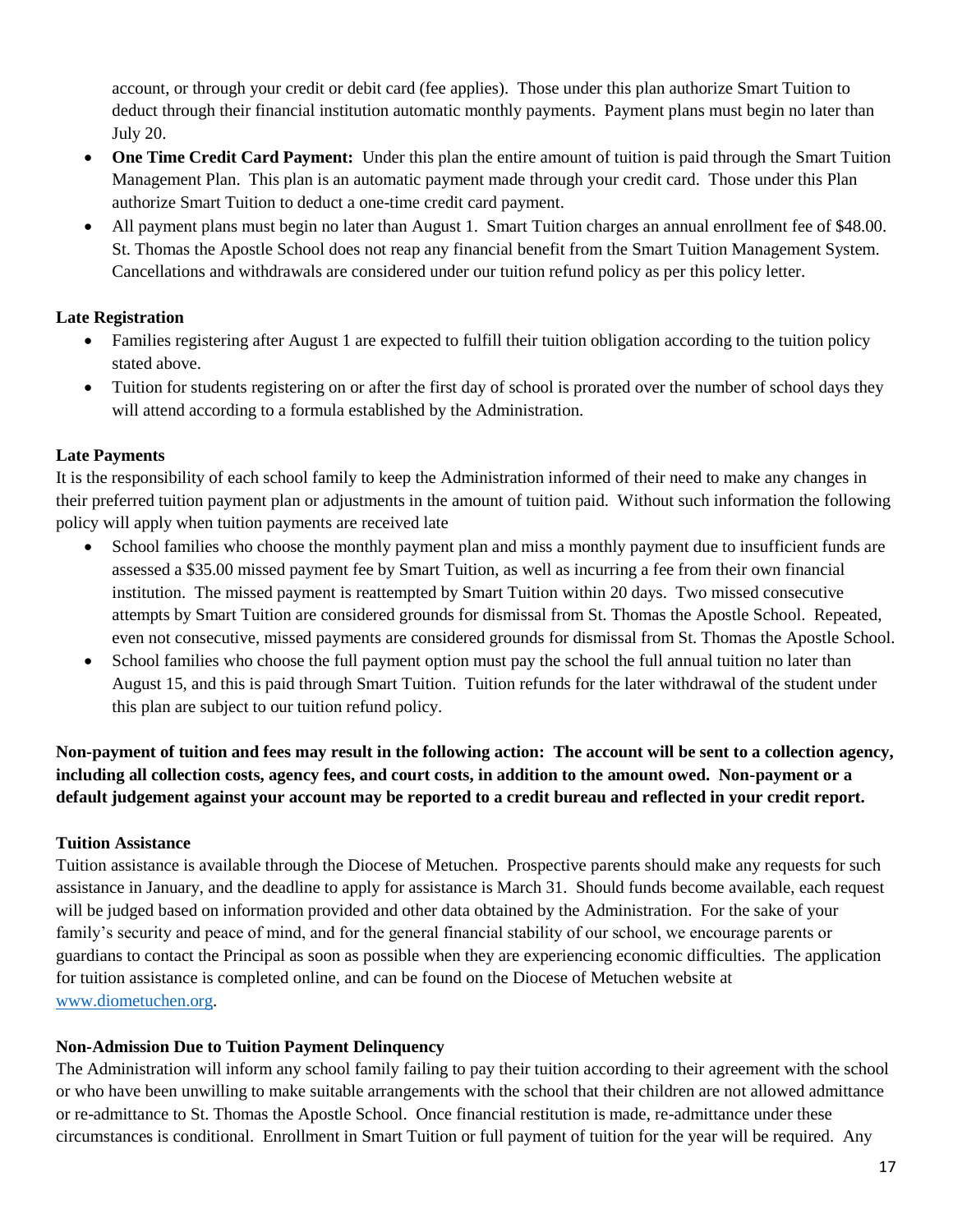account, or through your credit or debit card (fee applies). Those under this plan authorize Smart Tuition to deduct through their financial institution automatic monthly payments. Payment plans must begin no later than July 20.

- **One Time Credit Card Payment:** Under this plan the entire amount of tuition is paid through the Smart Tuition Management Plan. This plan is an automatic payment made through your credit card. Those under this Plan authorize Smart Tuition to deduct a one-time credit card payment.
- All payment plans must begin no later than August 1. Smart Tuition charges an annual enrollment fee of $48.00. St. Thomas the Apostle School does not reap any financial benefit from the Smart Tuition Management System. Cancellations and withdrawals are considered under our tuition refund policy as per this policy letter.

**Late Registration**

- Families registering after August 1 are expected to fulfill their tuition obligation according to the tuition policy stated above.
- Tuition for students registering on or after the first day of school is prorated over the number of school days they will attend according to a formula established by the Administration.

**Late Payments**

It is the responsibility of each school family to keep the Administration informed of their need to make any changes in their preferred tuition payment plan or adjustments in the amount of tuition paid. Without such information the following policy will apply when tuition payments are received late

- School families who choose the monthly payment plan and miss a monthly payment due to insufficient funds are assessed a $35.00 missed payment fee by Smart Tuition, as well as incurring a fee from their own financial institution. The missed payment is reattempted by Smart Tuition within 20 days. Two missed consecutive attempts by Smart Tuition are considered grounds for dismissal from St. Thomas the Apostle School. Repeated, even not consecutive, missed payments are considered grounds for dismissal from St. Thomas the Apostle School.
- School families who choose the full payment option must pay the school the full annual tuition no later than August 15, and this is paid through Smart Tuition. Tuition refunds for the later withdrawal of the student under this plan are subject to our tuition refund policy.

**Non-payment of tuition and fees may result in the following action: The account will be sent to a collection agency, including all collection costs, agency fees, and court costs, in addition to the amount owed. Non-payment or a default judgement against your account may be reported to a credit bureau and reflected in your credit report.**

**Tuition Assistance**

Tuition assistance is available through the Diocese of Metuchen. Prospective parents should make any requests for such assistance in January, and the deadline to apply for assistance is March 31. Should funds become available, each request will be judged based on information provided and other data obtained by the Administration. For the sake of your family's security and peace of mind, and for the general financial stability of our school, we encourage parents or guardians to contact the Principal as soon as possible when they are experiencing economic difficulties. The application for tuition assistance is completed online, and can be found on the Diocese of Metuchen website at [www.diometuchen.org](www.diometuchen.org).

**Non-Admission Due to Tuition Payment Delinquency**

The Administration will inform any school family failing to pay their tuition according to their agreement with the school or who have been unwilling to make suitable arrangements with the school that their children are not allowed admittance or re-admittance to St. Thomas the Apostle School. Once financial restitution is made, re-admittance under these circumstances is conditional. Enrollment in Smart Tuition or full payment of tuition for the year will be required. Any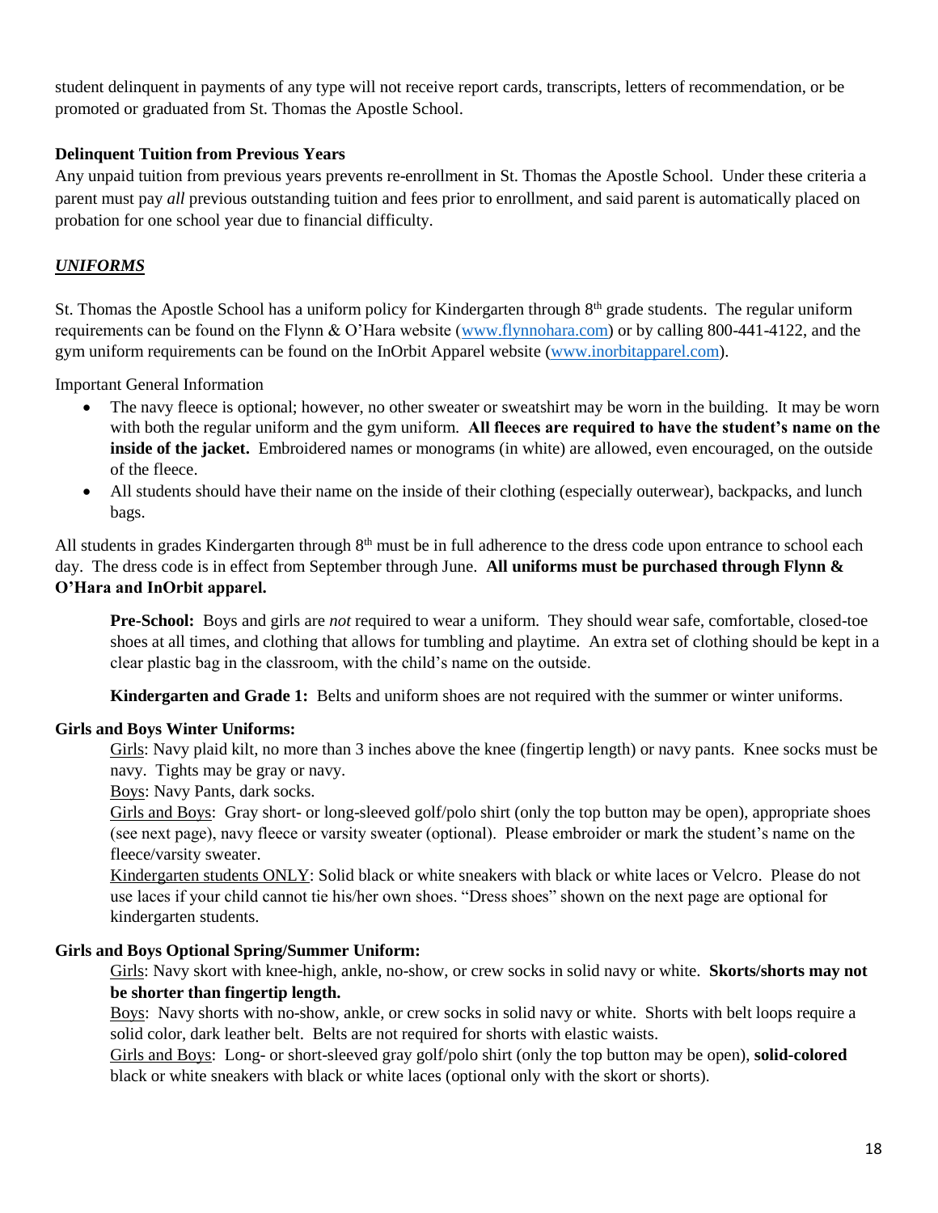student delinquent in payments of any type will not receive report cards, transcripts, letters of recommendation, or be promoted or graduated from St. Thomas the Apostle School.

**Delinquent Tuition from Previous Years**

Any unpaid tuition from previous years prevents re-enrollment in St. Thomas the Apostle School. Under these criteria a parent must pay *all* previous outstanding tuition and fees prior to enrollment, and said parent is automatically placed on probation for one school year due to financial difficulty.

## ***UNIFORMS***

St. Thomas the Apostle School has a uniform policy for Kindergarten through 8th grade students. The regular uniform requirements can be found on the Flynn & O'Hara website (www.flynnohara.com) or by calling 800-441-4122, and the gym uniform requirements can be found on the InOrbit Apparel website (www.inorbitapparel.com).

Important General Information

- The navy fleece is optional; however, no other sweater or sweatshirt may be worn in the building. It may be worn with both the regular uniform and the gym uniform. **All fleeces are required to have the student's name on the inside of the jacket.** Embroidered names or monograms (in white) are allowed, even encouraged, on the outside of the fleece.
- All students should have their name on the inside of their clothing (especially outerwear), backpacks, and lunch bags.

All students in grades Kindergarten through 8th must be in full adherence to the dress code upon entrance to school each day. The dress code is in effect from September through June. **All uniforms must be purchased through Flynn & O'Hara and InOrbit apparel.**

**Pre-School:** Boys and girls are *not* required to wear a uniform. They should wear safe, comfortable, closed-toe shoes at all times, and clothing that allows for tumbling and playtime. An extra set of clothing should be kept in a clear plastic bag in the classroom, with the child's name on the outside.

**Kindergarten and Grade 1:** Belts and uniform shoes are not required with the summer or winter uniforms.

**Girls and Boys Winter Uniforms:**

Girls: Navy plaid kilt, no more than 3 inches above the knee (fingertip length) or navy pants. Knee socks must be navy. Tights may be gray or navy.

Boys: Navy Pants, dark socks.

Girls and Boys: Gray short- or long-sleeved golf/polo shirt (only the top button may be open), appropriate shoes (see next page), navy fleece or varsity sweater (optional). Please embroider or mark the student's name on the fleece/varsity sweater.

Kindergarten students ONLY: Solid black or white sneakers with black or white laces or Velcro. Please do not use laces if your child cannot tie his/her own shoes. "Dress shoes" shown on the next page are optional for kindergarten students.

**Girls and Boys Optional Spring/Summer Uniform:**

Girls: Navy skort with knee-high, ankle, no-show, or crew socks in solid navy or white. **Skorts/shorts may not be shorter than fingertip length.**

Boys: Navy shorts with no-show, ankle, or crew socks in solid navy or white. Shorts with belt loops require a solid color, dark leather belt. Belts are not required for shorts with elastic waists.

Girls and Boys: Long- or short-sleeved gray golf/polo shirt (only the top button may be open), **solid-colored** black or white sneakers with black or white laces (optional only with the skort or shorts).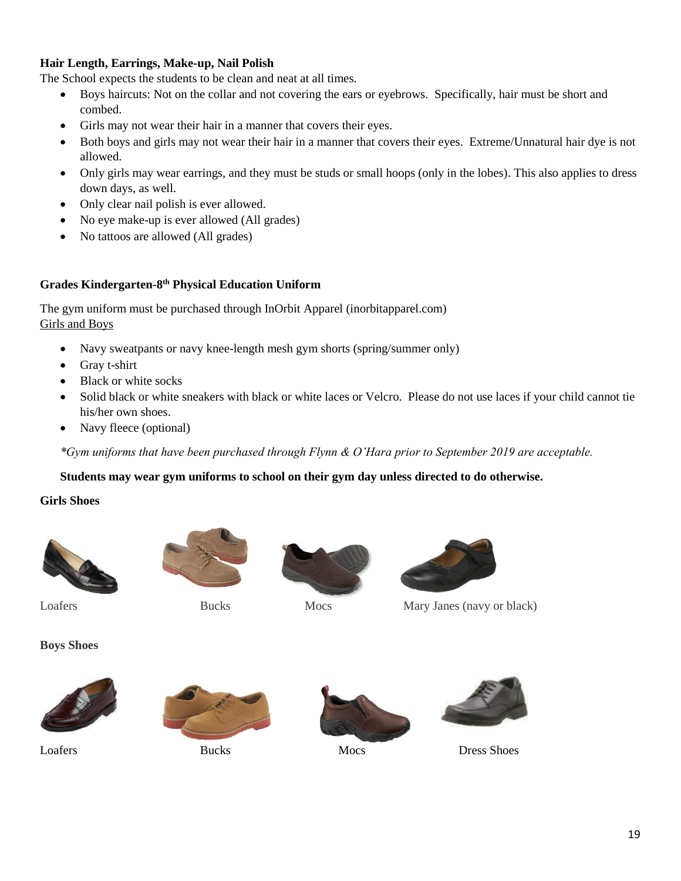**Hair Length, Earrings, Make-up, Nail Polish**

The School expects the students to be clean and neat at all times.

- Boys haircuts: Not on the collar and not covering the ears or eyebrows. Specifically, hair must be short and combed.
- Girls may not wear their hair in a manner that covers their eyes.
- Both boys and girls may not wear their hair in a manner that covers their eyes. Extreme/Unnatural hair dye is not allowed.
- Only girls may wear earrings, and they must be studs or small hoops (only in the lobes). This also applies to dress down days, as well.
- Only clear nail polish is ever allowed.
- No eye make-up is ever allowed (All grades)
- No tattoos are allowed (All grades)

**Grades Kindergarten-8th Physical Education Uniform**

The gym uniform must be purchased through InOrbit Apparel (inorbitapparel.com)

Girls and Boys

- Navy sweatpants or navy knee-length mesh gym shorts (spring/summer only)
- Gray t-shirt
- Black or white socks
- Solid black or white sneakers with black or white laces or Velcro. Please do not use laces if your child cannot tie his/her own shoes.
- Navy fleece (optional)

*\*Gym uniforms that have been purchased through Flynn & O'Hara prior to September 2019 are acceptable.*

**Students may wear gym uniforms to school on their gym day unless directed to do otherwise.**

**Girls Shoes**

Loafers    Bucks    Mocs    Mary Janes (navy or black)

**Boys Shoes**

Loafers    Bucks    Mocs    Dress Shoes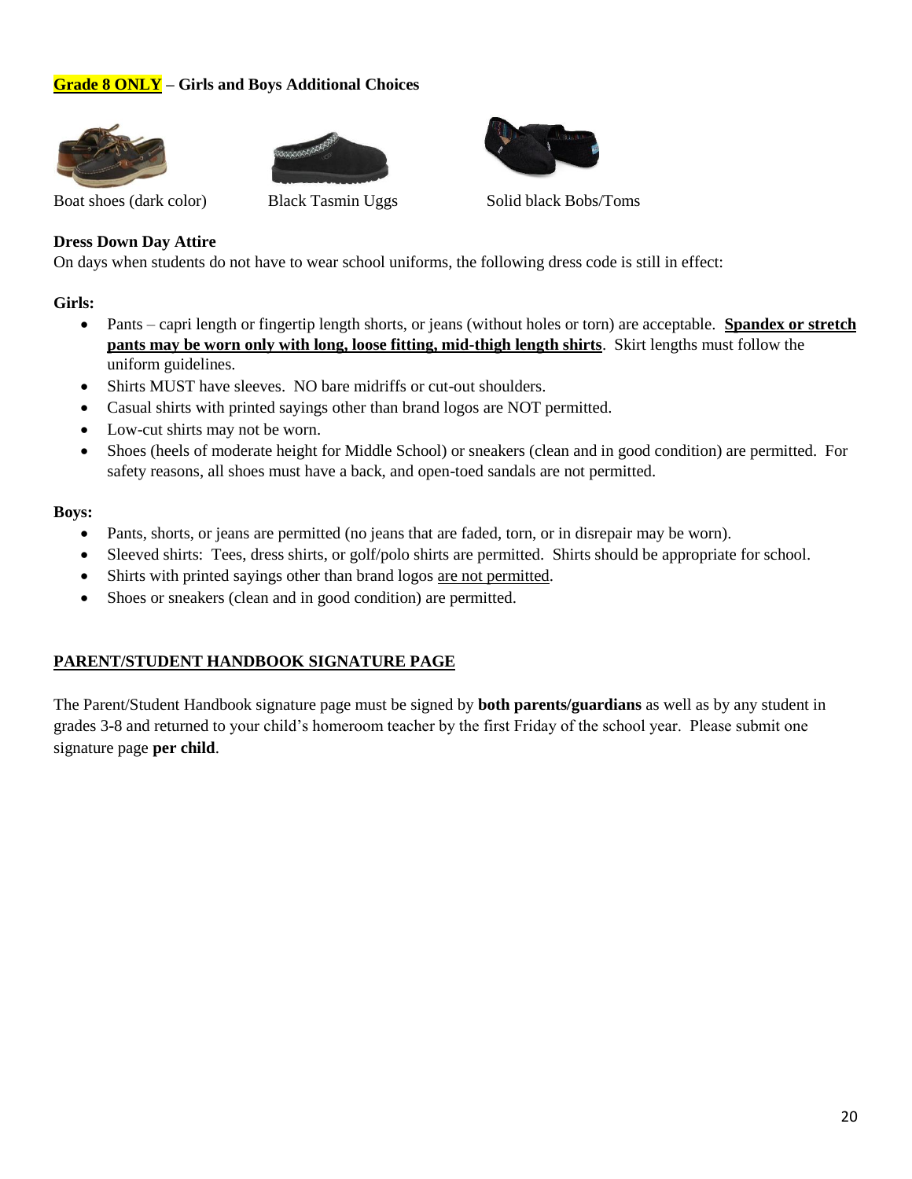**Grade 8 ONLY – Girls and Boys Additional Choices**

Boat shoes (dark color)

Black Tasmin Uggs

Solid black Bobs/Toms

**Dress Down Day Attire**

On days when students do not have to wear school uniforms, the following dress code is still in effect:

**Girls:**

- Pants – capri length or fingertip length shorts, or jeans (without holes or torn) are acceptable. **Spandex or stretch pants may be worn only with long, loose fitting, mid-thigh length shirts**. Skirt lengths must follow the uniform guidelines.
- Shirts MUST have sleeves. NO bare midriffs or cut-out shoulders.
- Casual shirts with printed sayings other than brand logos are NOT permitted.
- Low-cut shirts may not be worn.
- Shoes (heels of moderate height for Middle School) or sneakers (clean and in good condition) are permitted. For safety reasons, all shoes must have a back, and open-toed sandals are not permitted.

**Boys:**

- Pants, shorts, or jeans are permitted (no jeans that are faded, torn, or in disrepair may be worn).
- Sleeved shirts: Tees, dress shirts, or golf/polo shirts are permitted. Shirts should be appropriate for school.
- Shirts with printed sayings other than brand logos are not permitted.
- Shoes or sneakers (clean and in good condition) are permitted.

## PARENT/STUDENT HANDBOOK SIGNATURE PAGE

The Parent/Student Handbook signature page must be signed by **both parents/guardians** as well as by any student in grades 3-8 and returned to your child's homeroom teacher by the first Friday of the school year. Please submit one signature page **per child**.